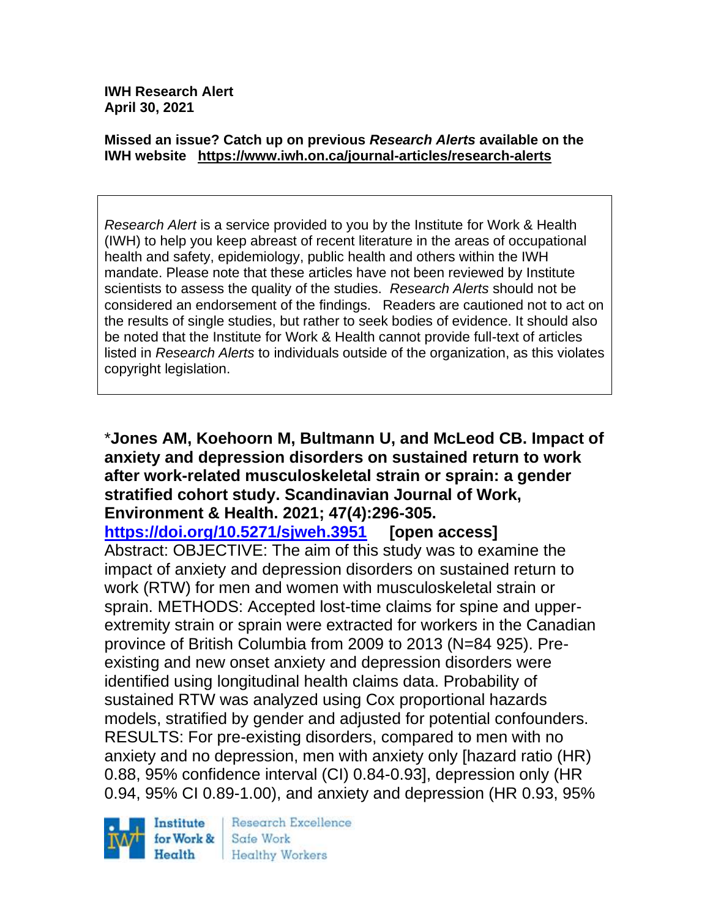**IWH Research Alert**
**April 30, 2021**

**Missed an issue? Catch up on previous *Research Alerts* available on the IWH website https://www.iwh.on.ca/journal-articles/research-alerts**

*Research Alert* is a service provided to you by the Institute for Work & Health (IWH) to help you keep abreast of recent literature in the areas of occupational health and safety, epidemiology, public health and others within the IWH mandate. Please note that these articles have not been reviewed by Institute scientists to assess the quality of the studies. *Research Alerts* should not be considered an endorsement of the findings. Readers are cautioned not to act on the results of single studies, but rather to seek bodies of evidence. It should also be noted that the Institute for Work & Health cannot provide full-text of articles listed in *Research Alerts* to individuals outside of the organization, as this violates copyright legislation.

*__Jones AM, Koehoorn M, Bultmann U, and McLeod CB. Impact of anxiety and depression disorders on sustained return to work after work-related musculoskeletal strain or sprain: a gender stratified cohort study. Scandinavian Journal of Work, Environment & Health. 2021; 47(4):296-305.__
**https://doi.org/10.5271/sjweh.3951 [open access]**
Abstract: OBJECTIVE: The aim of this study was to examine the impact of anxiety and depression disorders on sustained return to work (RTW) for men and women with musculoskeletal strain or sprain. METHODS: Accepted lost-time claims for spine and upper-extremity strain or sprain were extracted for workers in the Canadian province of British Columbia from 2009 to 2013 (N=84 925). Pre-existing and new onset anxiety and depression disorders were identified using longitudinal health claims data. Probability of sustained RTW was analyzed using Cox proportional hazards models, stratified by gender and adjusted for potential confounders. RESULTS: For pre-existing disorders, compared to men with no anxiety and no depression, men with anxiety only [hazard ratio (HR) 0.88, 95% confidence interval (CI) 0.84-0.93], depression only (HR 0.94, 95% CI 0.89-1.00), and anxiety and depression (HR 0.93, 95%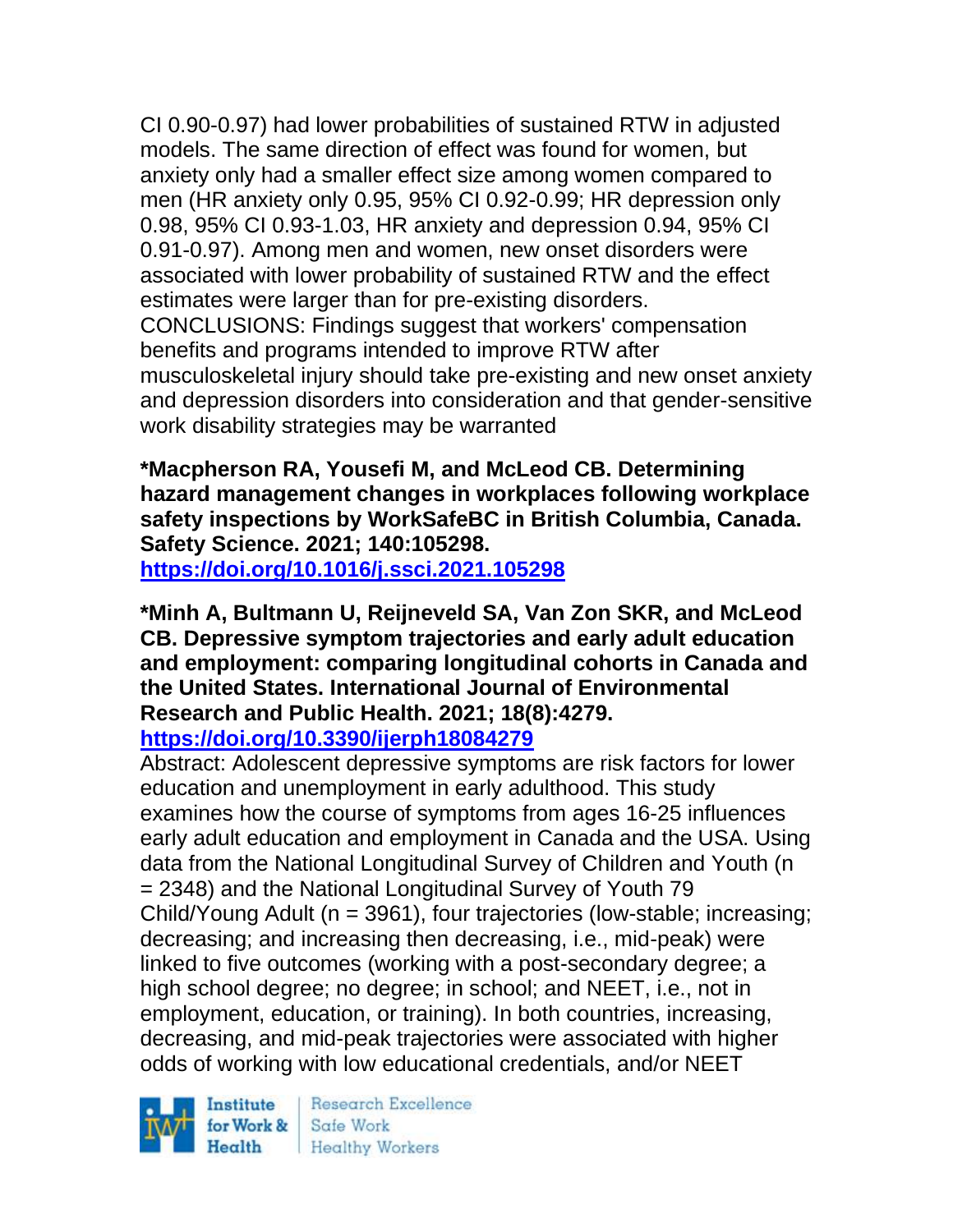CI 0.90-0.97) had lower probabilities of sustained RTW in adjusted models. The same direction of effect was found for women, but anxiety only had a smaller effect size among women compared to men (HR anxiety only 0.95, 95% CI 0.92-0.99; HR depression only 0.98, 95% CI 0.93-1.03, HR anxiety and depression 0.94, 95% CI 0.91-0.97). Among men and women, new onset disorders were associated with lower probability of sustained RTW and the effect estimates were larger than for pre-existing disorders. CONCLUSIONS: Findings suggest that workers' compensation benefits and programs intended to improve RTW after musculoskeletal injury should take pre-existing and new onset anxiety and depression disorders into consideration and that gender-sensitive work disability strategies may be warranted

**\*Macpherson RA, Yousefi M, and McLeod CB. Determining hazard management changes in workplaces following workplace safety inspections by WorkSafeBC in British Columbia, Canada. Safety Science. 2021; 140:105298.**
**https://doi.org/10.1016/j.ssci.2021.105298**

**\*Minh A, Bultmann U, Reijneveld SA, Van Zon SKR, and McLeod CB. Depressive symptom trajectories and early adult education and employment: comparing longitudinal cohorts in Canada and the United States. International Journal of Environmental Research and Public Health. 2021; 18(8):4279.**
**https://doi.org/10.3390/ijerph18084279**
Abstract: Adolescent depressive symptoms are risk factors for lower education and unemployment in early adulthood. This study examines how the course of symptoms from ages 16-25 influences early adult education and employment in Canada and the USA. Using data from the National Longitudinal Survey of Children and Youth (n = 2348) and the National Longitudinal Survey of Youth 79 Child/Young Adult (n = 3961), four trajectories (low-stable; increasing; decreasing; and increasing then decreasing, i.e., mid-peak) were linked to five outcomes (working with a post-secondary degree; a high school degree; no degree; in school; and NEET, i.e., not in employment, education, or training). In both countries, increasing, decreasing, and mid-peak trajectories were associated with higher odds of working with low educational credentials, and/or NEET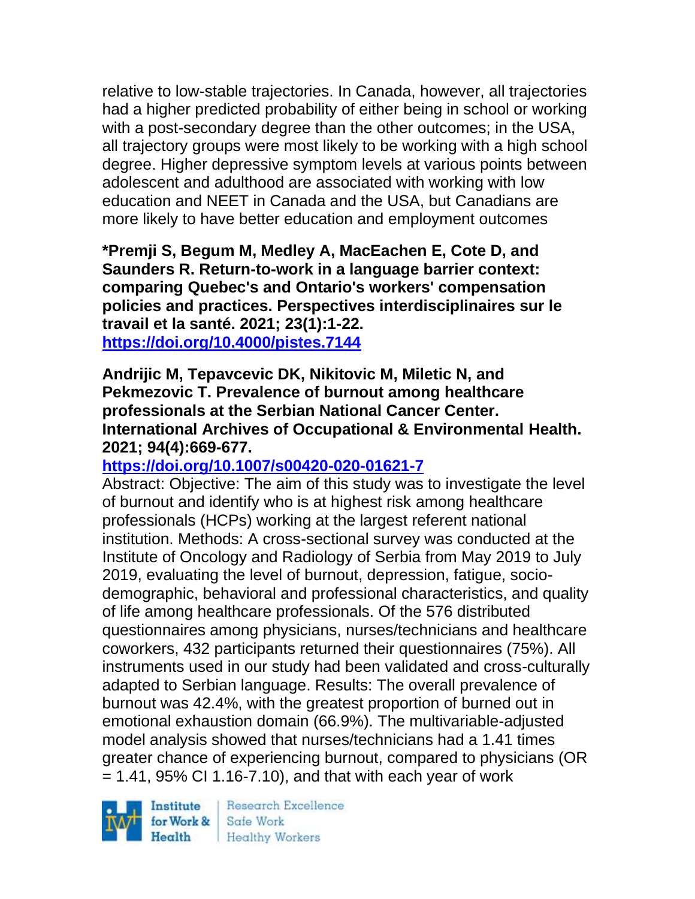relative to low-stable trajectories. In Canada, however, all trajectories had a higher predicted probability of either being in school or working with a post-secondary degree than the other outcomes; in the USA, all trajectory groups were most likely to be working with a high school degree. Higher depressive symptom levels at various points between adolescent and adulthood are associated with working with low education and NEET in Canada and the USA, but Canadians are more likely to have better education and employment outcomes

**\*Premji S, Begum M, Medley A, MacEachen E, Cote D, and Saunders R. Return-to-work in a language barrier context: comparing Quebec's and Ontario's workers' compensation policies and practices. Perspectives interdisciplinaires sur le travail et la santé. 2021; 23(1):1-22.**
**https://doi.org/10.4000/pistes.7144**

**Andrijic M, Tepavcevic DK, Nikitovic M, Miletic N, and Pekmezovic T. Prevalence of burnout among healthcare professionals at the Serbian National Cancer Center. International Archives of Occupational & Environmental Health. 2021; 94(4):669-677.**
**https://doi.org/10.1007/s00420-020-01621-7**
Abstract: Objective: The aim of this study was to investigate the level of burnout and identify who is at highest risk among healthcare professionals (HCPs) working at the largest referent national institution. Methods: A cross-sectional survey was conducted at the Institute of Oncology and Radiology of Serbia from May 2019 to July 2019, evaluating the level of burnout, depression, fatigue, socio-demographic, behavioral and professional characteristics, and quality of life among healthcare professionals. Of the 576 distributed questionnaires among physicians, nurses/technicians and healthcare coworkers, 432 participants returned their questionnaires (75%). All instruments used in our study had been validated and cross-culturally adapted to Serbian language. Results: The overall prevalence of burnout was 42.4%, with the greatest proportion of burned out in emotional exhaustion domain (66.9%). The multivariable-adjusted model analysis showed that nurses/technicians had a 1.41 times greater chance of experiencing burnout, compared to physicians (OR = 1.41, 95% CI 1.16-7.10), and that with each year of work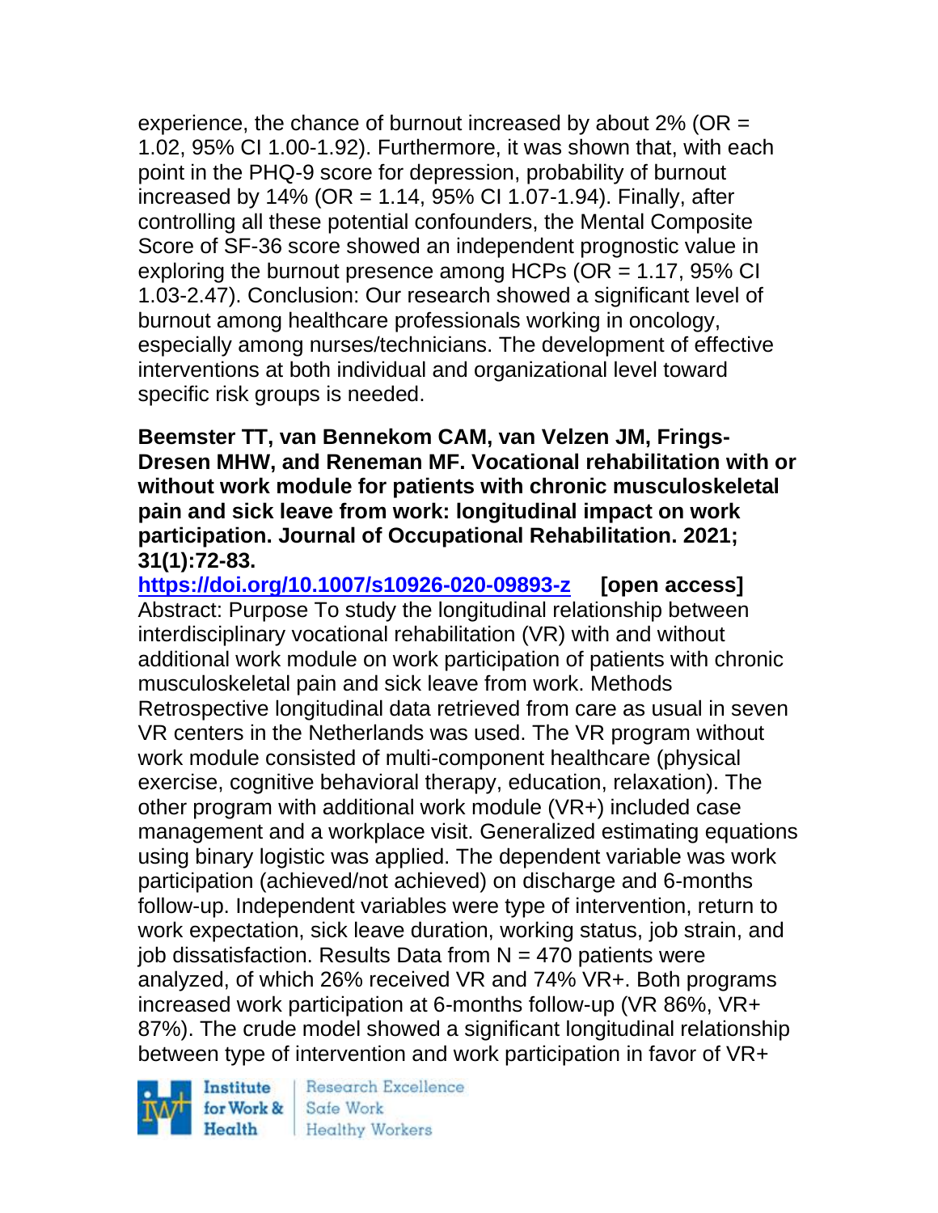experience, the chance of burnout increased by about 2% (OR = 1.02, 95% CI 1.00-1.92). Furthermore, it was shown that, with each point in the PHQ-9 score for depression, probability of burnout increased by 14% (OR = 1.14, 95% CI 1.07-1.94). Finally, after controlling all these potential confounders, the Mental Composite Score of SF-36 score showed an independent prognostic value in exploring the burnout presence among HCPs (OR = 1.17, 95% CI 1.03-2.47). Conclusion: Our research showed a significant level of burnout among healthcare professionals working in oncology, especially among nurses/technicians. The development of effective interventions at both individual and organizational level toward specific risk groups is needed.

**Beemster TT, van Bennekom CAM, van Velzen JM, Frings-Dresen MHW, and Reneman MF. Vocational rehabilitation with or without work module for patients with chronic musculoskeletal pain and sick leave from work: longitudinal impact on work participation. Journal of Occupational Rehabilitation. 2021; 31(1):72-83.**

https://doi.org/10.1007/s10926-020-09893-z **[open access]**

Abstract: Purpose To study the longitudinal relationship between interdisciplinary vocational rehabilitation (VR) with and without additional work module on work participation of patients with chronic musculoskeletal pain and sick leave from work. Methods Retrospective longitudinal data retrieved from care as usual in seven VR centers in the Netherlands was used. The VR program without work module consisted of multi-component healthcare (physical exercise, cognitive behavioral therapy, education, relaxation). The other program with additional work module (VR+) included case management and a workplace visit. Generalized estimating equations using binary logistic was applied. The dependent variable was work participation (achieved/not achieved) on discharge and 6-months follow-up. Independent variables were type of intervention, return to work expectation, sick leave duration, working status, job strain, and job dissatisfaction. Results Data from N = 470 patients were analyzed, of which 26% received VR and 74% VR+. Both programs increased work participation at 6-months follow-up (VR 86%, VR+ 87%). The crude model showed a significant longitudinal relationship between type of intervention and work participation in favor of VR+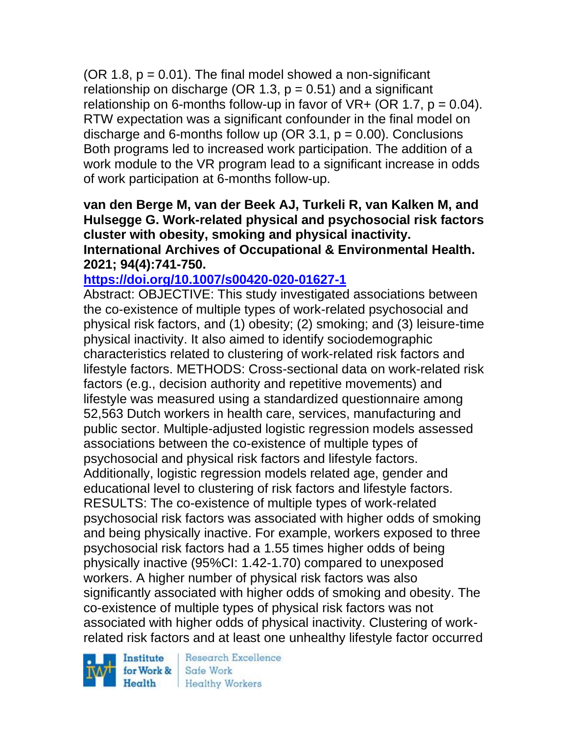(OR 1.8, $p = 0.01$). The final model showed a non-significant relationship on discharge (OR 1.3, $p = 0.51$) and a significant relationship on 6-months follow-up in favor of VR+ (OR 1.7, $p = 0.04$). RTW expectation was a significant confounder in the final model on discharge and 6-months follow up (OR 3.1, $p = 0.00$). Conclusions Both programs led to increased work participation. The addition of a work module to the VR program lead to a significant increase in odds of work participation at 6-months follow-up.

**van den Berge M, van der Beek AJ, Turkeli R, van Kalken M, and Hulsegge G. Work-related physical and psychosocial risk factors cluster with obesity, smoking and physical inactivity. International Archives of Occupational & Environmental Health. 2021; 94(4):741-750.**

**https://doi.org/10.1007/s00420-020-01627-1**

Abstract: OBJECTIVE: This study investigated associations between the co-existence of multiple types of work-related psychosocial and physical risk factors, and (1) obesity; (2) smoking; and (3) leisure-time physical inactivity. It also aimed to identify sociodemographic characteristics related to clustering of work-related risk factors and lifestyle factors. METHODS: Cross-sectional data on work-related risk factors (e.g., decision authority and repetitive movements) and lifestyle was measured using a standardized questionnaire among 52,563 Dutch workers in health care, services, manufacturing and public sector. Multiple-adjusted logistic regression models assessed associations between the co-existence of multiple types of psychosocial and physical risk factors and lifestyle factors. Additionally, logistic regression models related age, gender and educational level to clustering of risk factors and lifestyle factors. RESULTS: The co-existence of multiple types of work-related psychosocial risk factors was associated with higher odds of smoking and being physically inactive. For example, workers exposed to three psychosocial risk factors had a 1.55 times higher odds of being physically inactive (95%CI: 1.42-1.70) compared to unexposed workers. A higher number of physical risk factors was also significantly associated with higher odds of smoking and obesity. The co-existence of multiple types of physical risk factors was not associated with higher odds of physical inactivity. Clustering of work-related risk factors and at least one unhealthy lifestyle factor occurred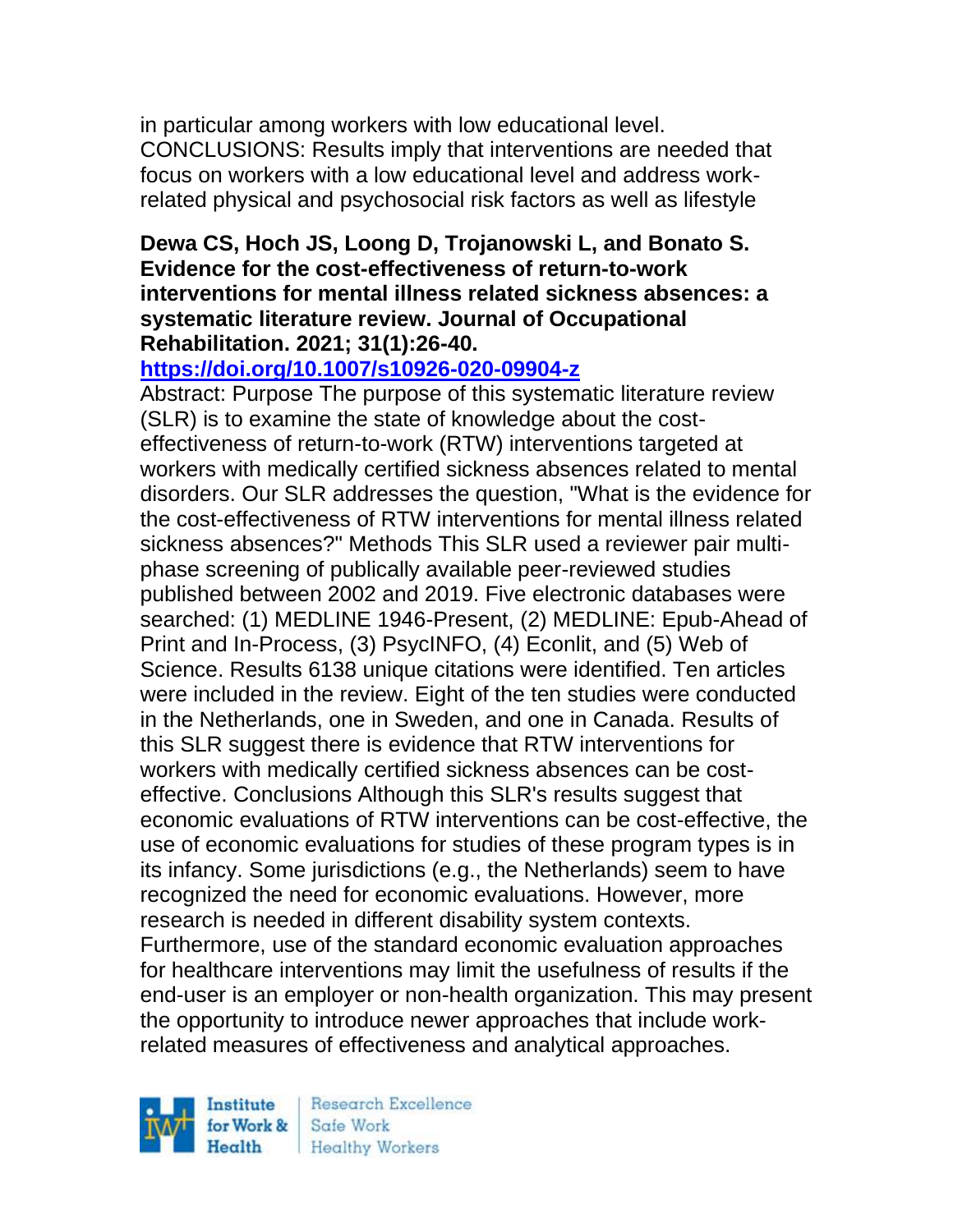in particular among workers with low educational level. CONCLUSIONS: Results imply that interventions are needed that focus on workers with a low educational level and address work-related physical and psychosocial risk factors as well as lifestyle

**Dewa CS, Hoch JS, Loong D, Trojanowski L, and Bonato S. Evidence for the cost-effectiveness of return-to-work interventions for mental illness related sickness absences: a systematic literature review. Journal of Occupational Rehabilitation. 2021; 31(1):26-40.**
**https://doi.org/10.1007/s10926-020-09904-z**

Abstract: Purpose The purpose of this systematic literature review (SLR) is to examine the state of knowledge about the cost-effectiveness of return-to-work (RTW) interventions targeted at workers with medically certified sickness absences related to mental disorders. Our SLR addresses the question, "What is the evidence for the cost-effectiveness of RTW interventions for mental illness related sickness absences?" Methods This SLR used a reviewer pair multi-phase screening of publically available peer-reviewed studies published between 2002 and 2019. Five electronic databases were searched: (1) MEDLINE 1946-Present, (2) MEDLINE: Epub-Ahead of Print and In-Process, (3) PsycINFO, (4) Econlit, and (5) Web of Science. Results 6138 unique citations were identified. Ten articles were included in the review. Eight of the ten studies were conducted in the Netherlands, one in Sweden, and one in Canada. Results of this SLR suggest there is evidence that RTW interventions for workers with medically certified sickness absences can be cost-effective. Conclusions Although this SLR's results suggest that economic evaluations of RTW interventions can be cost-effective, the use of economic evaluations for studies of these program types is in its infancy. Some jurisdictions (e.g., the Netherlands) seem to have recognized the need for economic evaluations. However, more research is needed in different disability system contexts. Furthermore, use of the standard economic evaluation approaches for healthcare interventions may limit the usefulness of results if the end-user is an employer or non-health organization. This may present the opportunity to introduce newer approaches that include work-related measures of effectiveness and analytical approaches.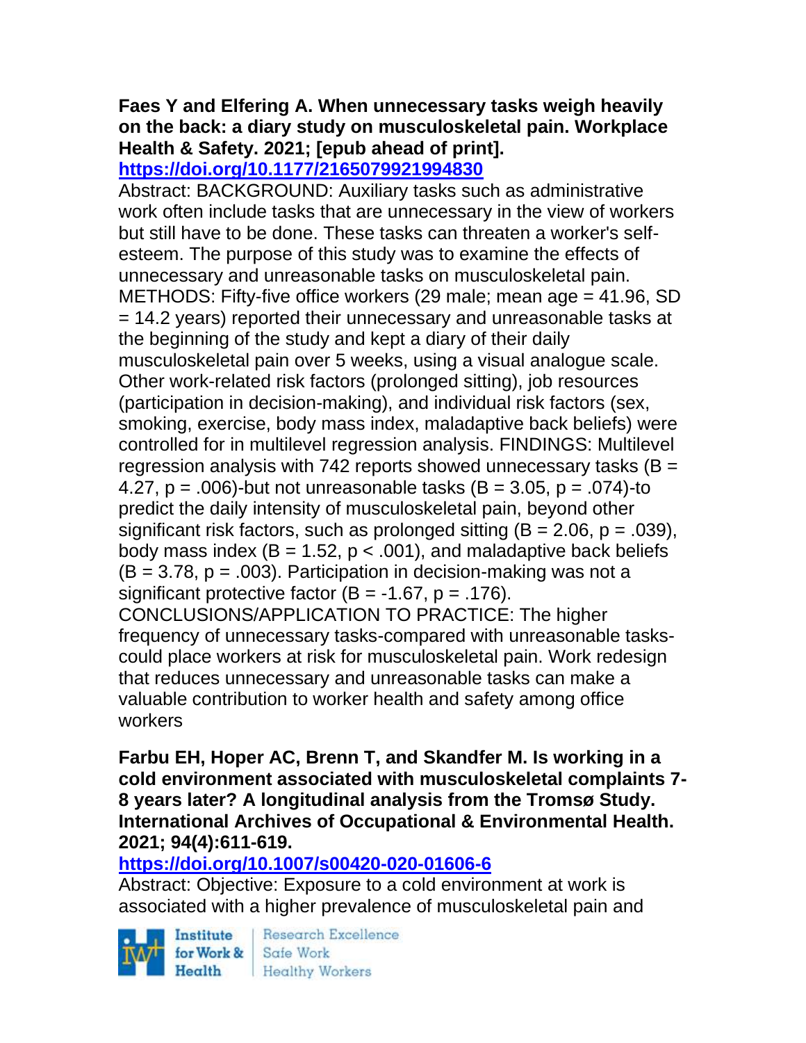**Faes Y and Elfering A. When unnecessary tasks weigh heavily on the back: a diary study on musculoskeletal pain. Workplace Health & Safety. 2021; [epub ahead of print].**
**https://doi.org/10.1177/21650799211994830**

Abstract: BACKGROUND: Auxiliary tasks such as administrative work often include tasks that are unnecessary in the view of workers but still have to be done. These tasks can threaten a worker's self-esteem. The purpose of this study was to examine the effects of unnecessary and unreasonable tasks on musculoskeletal pain. METHODS: Fifty-five office workers (29 male; mean age = 41.96, SD = 14.2 years) reported their unnecessary and unreasonable tasks at the beginning of the study and kept a diary of their daily musculoskeletal pain over 5 weeks, using a visual analogue scale. Other work-related risk factors (prolonged sitting), job resources (participation in decision-making), and individual risk factors (sex, smoking, exercise, body mass index, maladaptive back beliefs) were controlled for in multilevel regression analysis. FINDINGS: Multilevel regression analysis with 742 reports showed unnecessary tasks ($B = 4.27$, $p = .006$)-but not unreasonable tasks ($B = 3.05$, $p = .074$)-to predict the daily intensity of musculoskeletal pain, beyond other significant risk factors, such as prolonged sitting ($B = 2.06$, $p = .039$), body mass index ($B = 1.52$, $p < .001$), and maladaptive back beliefs ($B = 3.78$, $p = .003$). Participation in decision-making was not a significant protective factor ($B = -1.67$, $p = .176$). CONCLUSIONS/APPLICATION TO PRACTICE: The higher frequency of unnecessary tasks-compared with unreasonable tasks-could place workers at risk for musculoskeletal pain. Work redesign that reduces unnecessary and unreasonable tasks can make a valuable contribution to worker health and safety among office workers

**Farbu EH, Hoper AC, Brenn T, and Skandfer M. Is working in a cold environment associated with musculoskeletal complaints 7-8 years later? A longitudinal analysis from the Tromsø Study. International Archives of Occupational & Environmental Health. 2021; 94(4):611-619.**
**https://doi.org/10.1007/s00420-020-01606-6**

Abstract: Objective: Exposure to a cold environment at work is associated with a higher prevalence of musculoskeletal pain and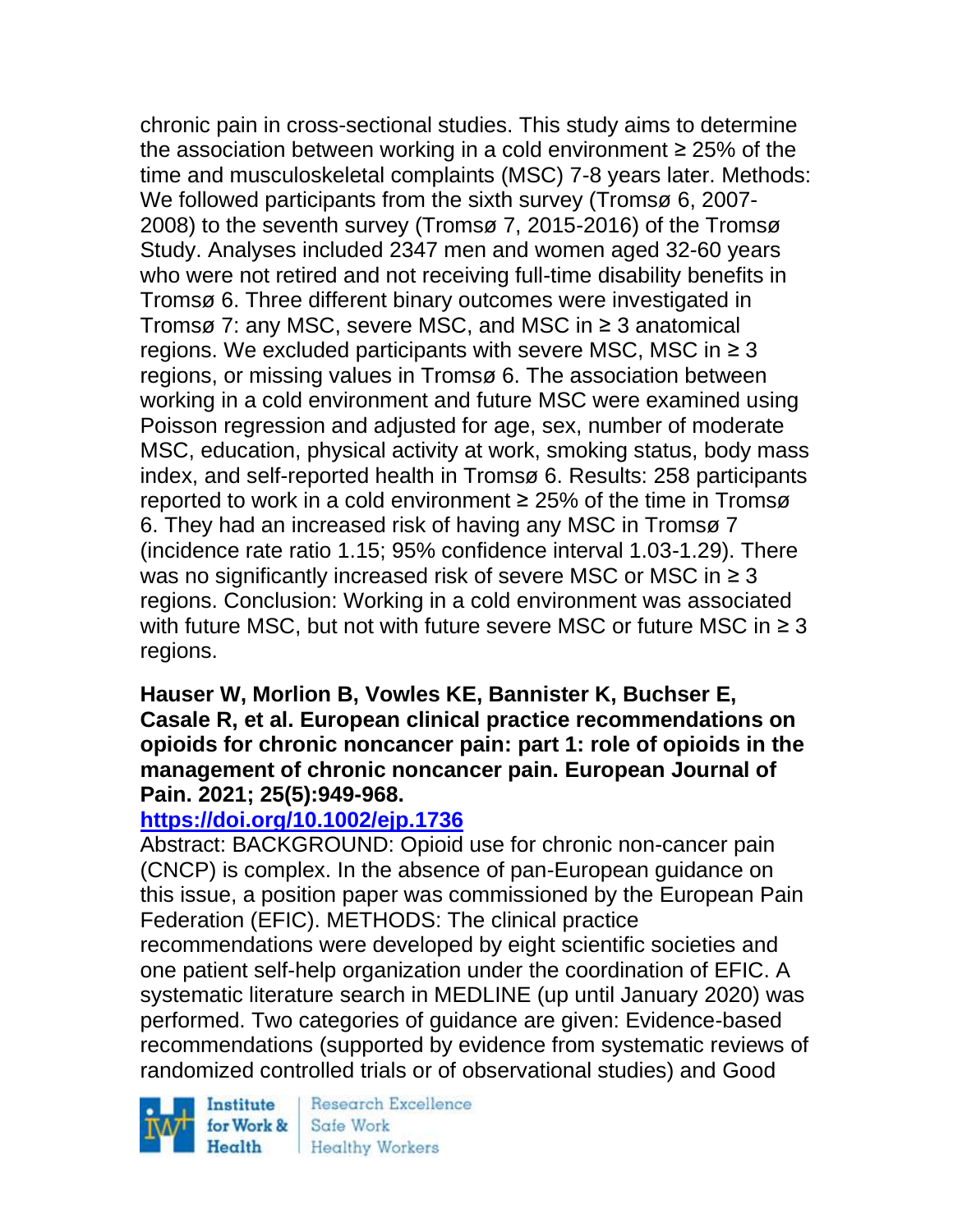chronic pain in cross-sectional studies. This study aims to determine the association between working in a cold environment ≥ 25% of the time and musculoskeletal complaints (MSC) 7-8 years later. Methods: We followed participants from the sixth survey (Tromsø 6, 2007-2008) to the seventh survey (Tromsø 7, 2015-2016) of the Tromsø Study. Analyses included 2347 men and women aged 32-60 years who were not retired and not receiving full-time disability benefits in Tromsø 6. Three different binary outcomes were investigated in Tromsø 7: any MSC, severe MSC, and MSC in ≥ 3 anatomical regions. We excluded participants with severe MSC, MSC in ≥ 3 regions, or missing values in Tromsø 6. The association between working in a cold environment and future MSC were examined using Poisson regression and adjusted for age, sex, number of moderate MSC, education, physical activity at work, smoking status, body mass index, and self-reported health in Tromsø 6. Results: 258 participants reported to work in a cold environment ≥ 25% of the time in Tromsø 6. They had an increased risk of having any MSC in Tromsø 7 (incidence rate ratio 1.15; 95% confidence interval 1.03-1.29). There was no significantly increased risk of severe MSC or MSC in ≥ 3 regions. Conclusion: Working in a cold environment was associated with future MSC, but not with future severe MSC or future MSC in ≥ 3 regions.

**Hauser W, Morlion B, Vowles KE, Bannister K, Buchser E, Casale R, et al. European clinical practice recommendations on opioids for chronic noncancer pain: part 1: role of opioids in the management of chronic noncancer pain. European Journal of Pain. 2021; 25(5):949-968.**

**https://doi.org/10.1002/ejp.1736**

Abstract: BACKGROUND: Opioid use for chronic non-cancer pain (CNCP) is complex. In the absence of pan-European guidance on this issue, a position paper was commissioned by the European Pain Federation (EFIC). METHODS: The clinical practice recommendations were developed by eight scientific societies and one patient self-help organization under the coordination of EFIC. A systematic literature search in MEDLINE (up until January 2020) was performed. Two categories of guidance are given: Evidence-based recommendations (supported by evidence from systematic reviews of randomized controlled trials or of observational studies) and Good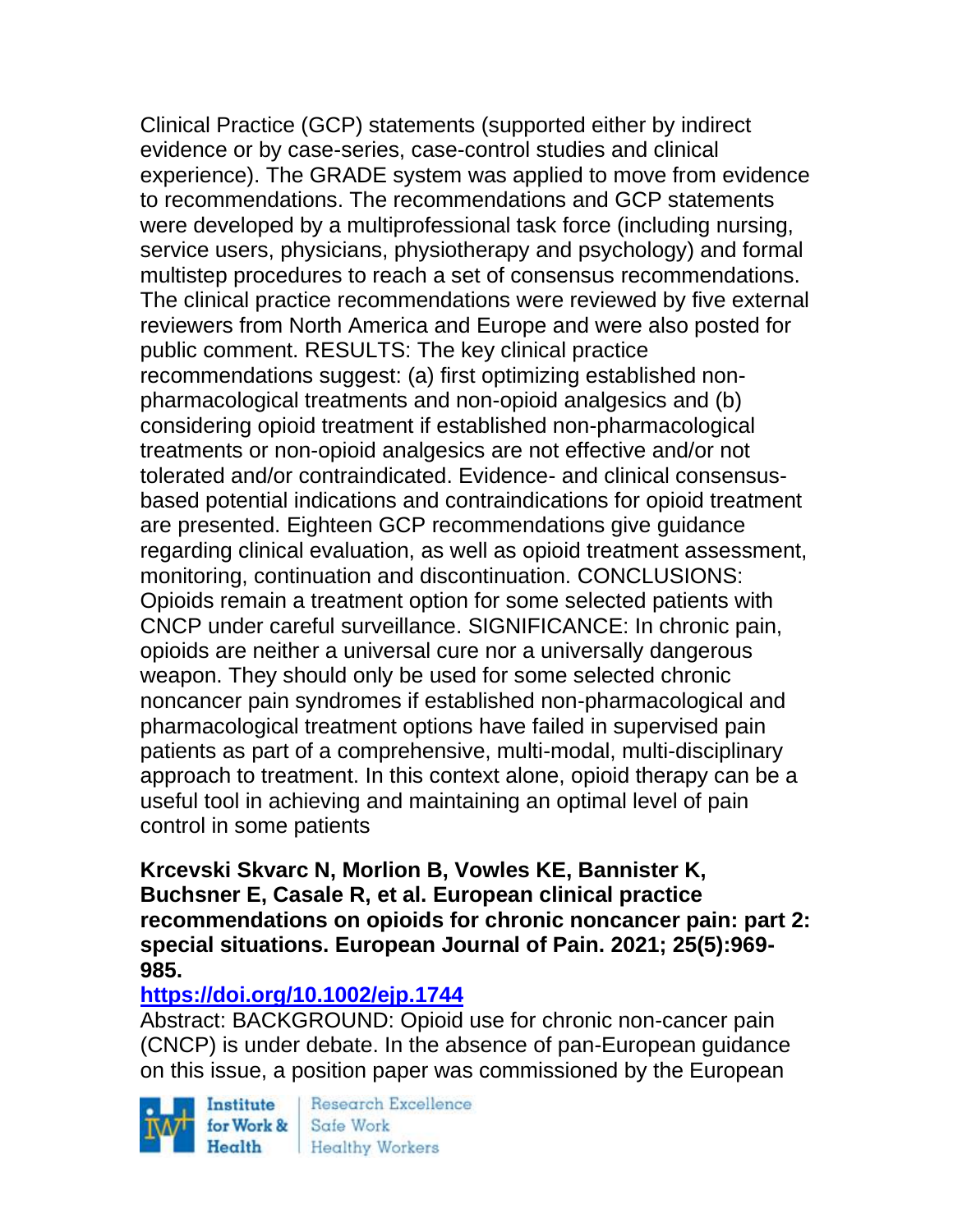Clinical Practice (GCP) statements (supported either by indirect evidence or by case-series, case-control studies and clinical experience). The GRADE system was applied to move from evidence to recommendations. The recommendations and GCP statements were developed by a multiprofessional task force (including nursing, service users, physicians, physiotherapy and psychology) and formal multistep procedures to reach a set of consensus recommendations. The clinical practice recommendations were reviewed by five external reviewers from North America and Europe and were also posted for public comment. RESULTS: The key clinical practice recommendations suggest: (a) first optimizing established non-pharmacological treatments and non-opioid analgesics and (b) considering opioid treatment if established non-pharmacological treatments or non-opioid analgesics are not effective and/or not tolerated and/or contraindicated. Evidence- and clinical consensus-based potential indications and contraindications for opioid treatment are presented. Eighteen GCP recommendations give guidance regarding clinical evaluation, as well as opioid treatment assessment, monitoring, continuation and discontinuation. CONCLUSIONS: Opioids remain a treatment option for some selected patients with CNCP under careful surveillance. SIGNIFICANCE: In chronic pain, opioids are neither a universal cure nor a universally dangerous weapon. They should only be used for some selected chronic noncancer pain syndromes if established non-pharmacological and pharmacological treatment options have failed in supervised pain patients as part of a comprehensive, multi-modal, multi-disciplinary approach to treatment. In this context alone, opioid therapy can be a useful tool in achieving and maintaining an optimal level of pain control in some patients

**Krcevski Skvarc N, Morlion B, Vowles KE, Bannister K, Buchsner E, Casale R, et al. European clinical practice recommendations on opioids for chronic noncancer pain: part 2: special situations. European Journal of Pain. 2021; 25(5):969-985.**

**https://doi.org/10.1002/ejp.1744**

Abstract: BACKGROUND: Opioid use for chronic non-cancer pain (CNCP) is under debate. In the absence of pan-European guidance on this issue, a position paper was commissioned by the European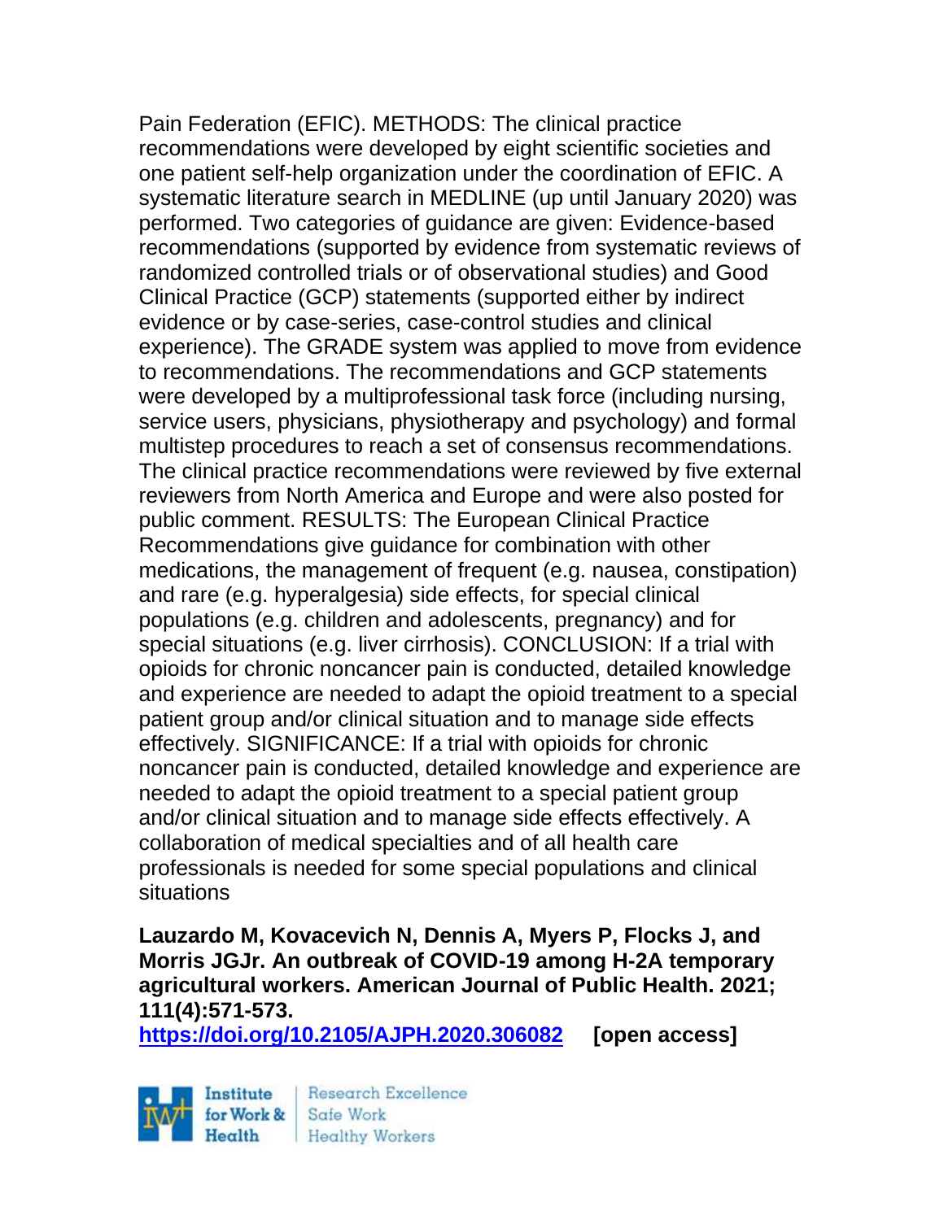Pain Federation (EFIC). METHODS: The clinical practice recommendations were developed by eight scientific societies and one patient self-help organization under the coordination of EFIC. A systematic literature search in MEDLINE (up until January 2020) was performed. Two categories of guidance are given: Evidence-based recommendations (supported by evidence from systematic reviews of randomized controlled trials or of observational studies) and Good Clinical Practice (GCP) statements (supported either by indirect evidence or by case-series, case-control studies and clinical experience). The GRADE system was applied to move from evidence to recommendations. The recommendations and GCP statements were developed by a multiprofessional task force (including nursing, service users, physicians, physiotherapy and psychology) and formal multistep procedures to reach a set of consensus recommendations. The clinical practice recommendations were reviewed by five external reviewers from North America and Europe and were also posted for public comment. RESULTS: The European Clinical Practice Recommendations give guidance for combination with other medications, the management of frequent (e.g. nausea, constipation) and rare (e.g. hyperalgesia) side effects, for special clinical populations (e.g. children and adolescents, pregnancy) and for special situations (e.g. liver cirrhosis). CONCLUSION: If a trial with opioids for chronic noncancer pain is conducted, detailed knowledge and experience are needed to adapt the opioid treatment to a special patient group and/or clinical situation and to manage side effects effectively. SIGNIFICANCE: If a trial with opioids for chronic noncancer pain is conducted, detailed knowledge and experience are needed to adapt the opioid treatment to a special patient group and/or clinical situation and to manage side effects effectively. A collaboration of medical specialties and of all health care professionals is needed for some special populations and clinical situations

**Lauzardo M, Kovacevich N, Dennis A, Myers P, Flocks J, and Morris JGJr. An outbreak of COVID-19 among H-2A temporary agricultural workers. American Journal of Public Health. 2021; 111(4):571-573.**
**https://doi.org/10.2105/AJPH.2020.306082** **[open access]**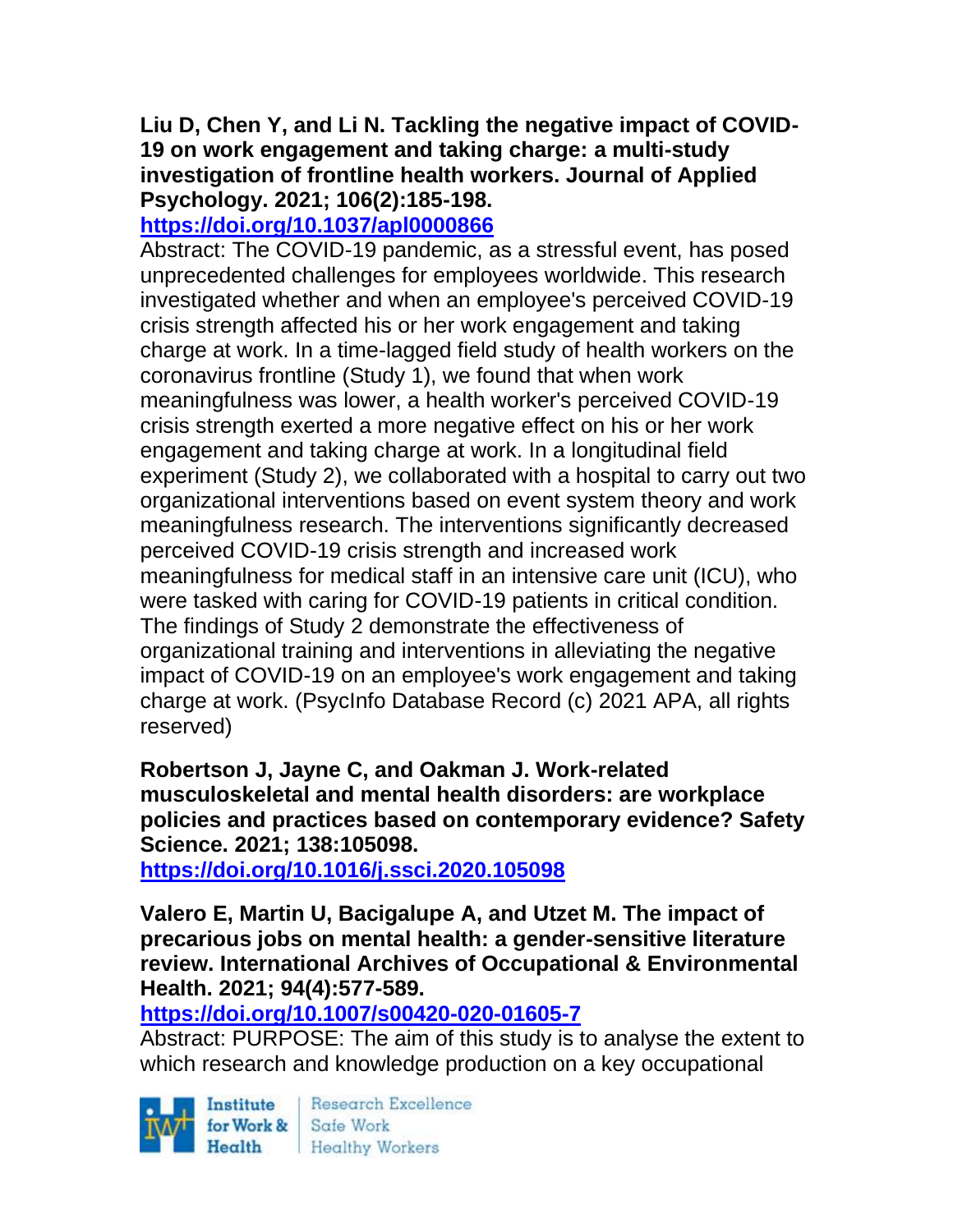**Liu D, Chen Y, and Li N. Tackling the negative impact of COVID-19 on work engagement and taking charge: a multi-study investigation of frontline health workers. Journal of Applied Psychology. 2021; 106(2):185-198.**
**https://doi.org/10.1037/apl0000866**

Abstract: The COVID-19 pandemic, as a stressful event, has posed unprecedented challenges for employees worldwide. This research investigated whether and when an employee's perceived COVID-19 crisis strength affected his or her work engagement and taking charge at work. In a time-lagged field study of health workers on the coronavirus frontline (Study 1), we found that when work meaningfulness was lower, a health worker's perceived COVID-19 crisis strength exerted a more negative effect on his or her work engagement and taking charge at work. In a longitudinal field experiment (Study 2), we collaborated with a hospital to carry out two organizational interventions based on event system theory and work meaningfulness research. The interventions significantly decreased perceived COVID-19 crisis strength and increased work meaningfulness for medical staff in an intensive care unit (ICU), who were tasked with caring for COVID-19 patients in critical condition. The findings of Study 2 demonstrate the effectiveness of organizational training and interventions in alleviating the negative impact of COVID-19 on an employee's work engagement and taking charge at work. (PsycInfo Database Record (c) 2021 APA, all rights reserved)

**Robertson J, Jayne C, and Oakman J. Work-related musculoskeletal and mental health disorders: are workplace policies and practices based on contemporary evidence? Safety Science. 2021; 138:105098.**
**https://doi.org/10.1016/j.ssci.2020.105098**

**Valero E, Martin U, Bacigalupe A, and Utzet M. The impact of precarious jobs on mental health: a gender-sensitive literature review. International Archives of Occupational & Environmental Health. 2021; 94(4):577-589.**
**https://doi.org/10.1007/s00420-020-01605-7**

Abstract: PURPOSE: The aim of this study is to analyse the extent to which research and knowledge production on a key occupational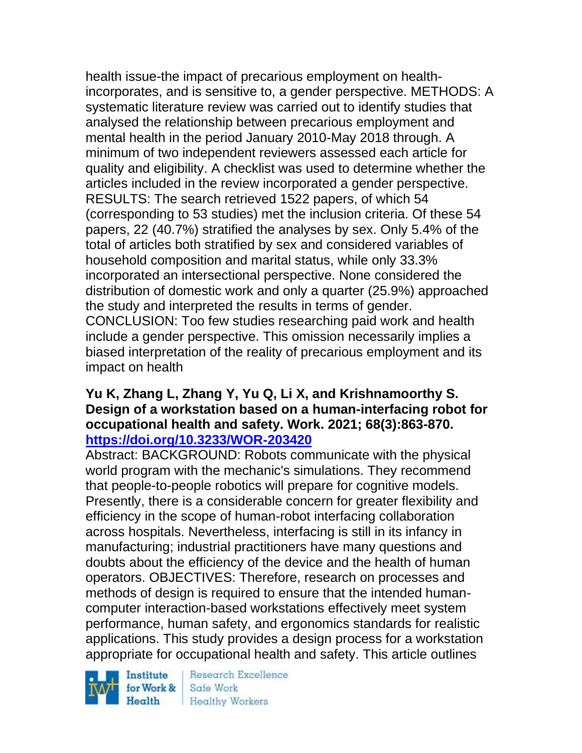health issue-the impact of precarious employment on health-incorporates, and is sensitive to, a gender perspective. METHODS: A systematic literature review was carried out to identify studies that analysed the relationship between precarious employment and mental health in the period January 2010-May 2018 through. A minimum of two independent reviewers assessed each article for quality and eligibility. A checklist was used to determine whether the articles included in the review incorporated a gender perspective. RESULTS: The search retrieved 1522 papers, of which 54 (corresponding to 53 studies) met the inclusion criteria. Of these 54 papers, 22 (40.7%) stratified the analyses by sex. Only 5.4% of the total of articles both stratified by sex and considered variables of household composition and marital status, while only 33.3% incorporated an intersectional perspective. None considered the distribution of domestic work and only a quarter (25.9%) approached the study and interpreted the results in terms of gender. CONCLUSION: Too few studies researching paid work and health include a gender perspective. This omission necessarily implies a biased interpretation of the reality of precarious employment and its impact on health

**Yu K, Zhang L, Zhang Y, Yu Q, Li X, and Krishnamoorthy S. Design of a workstation based on a human-interfacing robot for occupational health and safety. Work. 2021; 68(3):863-870. https://doi.org/10.3233/WOR-203420**

Abstract: BACKGROUND: Robots communicate with the physical world program with the mechanic's simulations. They recommend that people-to-people robotics will prepare for cognitive models. Presently, there is a considerable concern for greater flexibility and efficiency in the scope of human-robot interfacing collaboration across hospitals. Nevertheless, interfacing is still in its infancy in manufacturing; industrial practitioners have many questions and doubts about the efficiency of the device and the health of human operators. OBJECTIVES: Therefore, research on processes and methods of design is required to ensure that the intended human-computer interaction-based workstations effectively meet system performance, human safety, and ergonomics standards for realistic applications. This study provides a design process for a workstation appropriate for occupational health and safety. This article outlines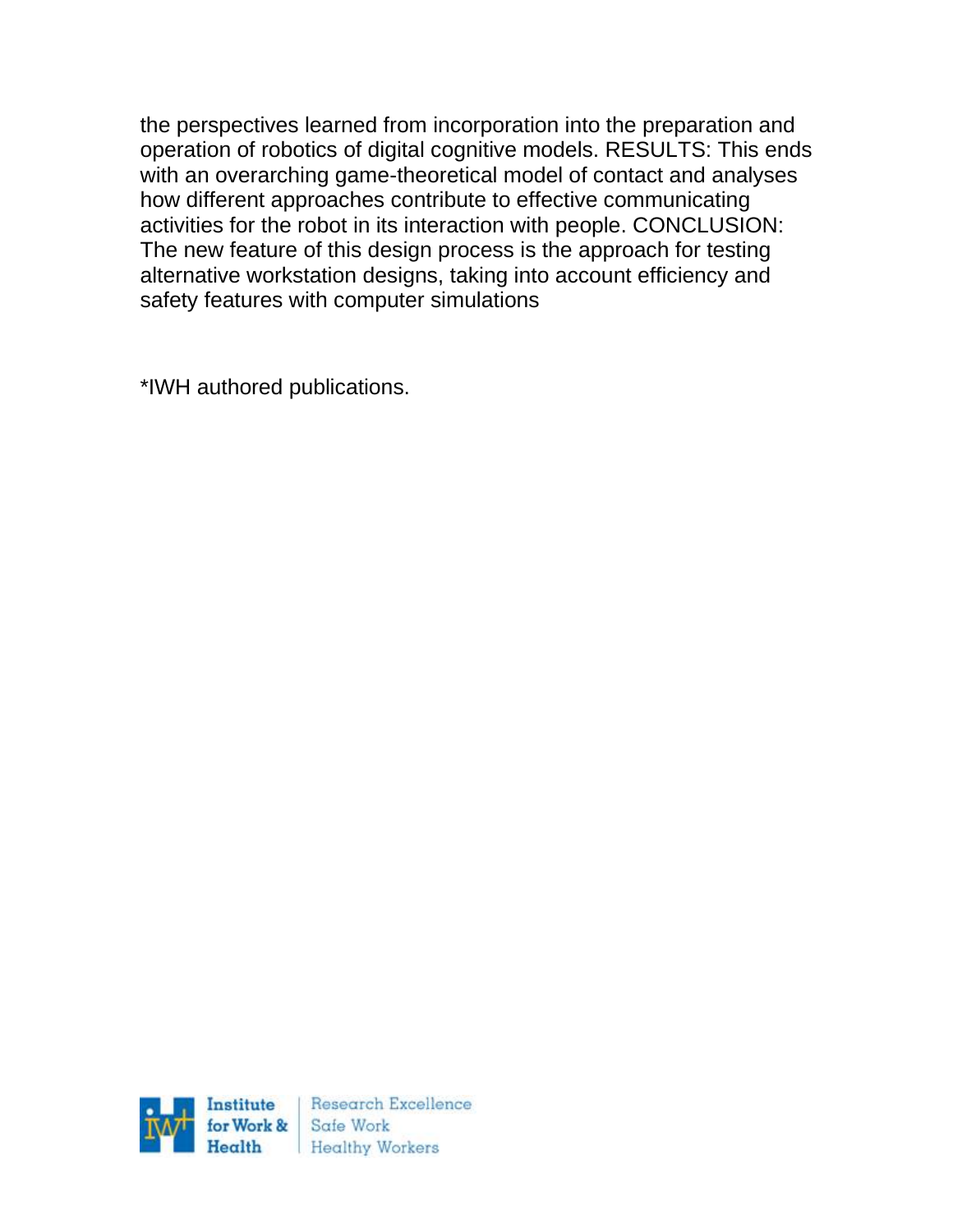the perspectives learned from incorporation into the preparation and operation of robotics of digital cognitive models. RESULTS: This ends with an overarching game-theoretical model of contact and analyses how different approaches contribute to effective communicating activities for the robot in its interaction with people. CONCLUSION: The new feature of this design process is the approach for testing alternative workstation designs, taking into account efficiency and safety features with computer simulations

*IWH authored publications.